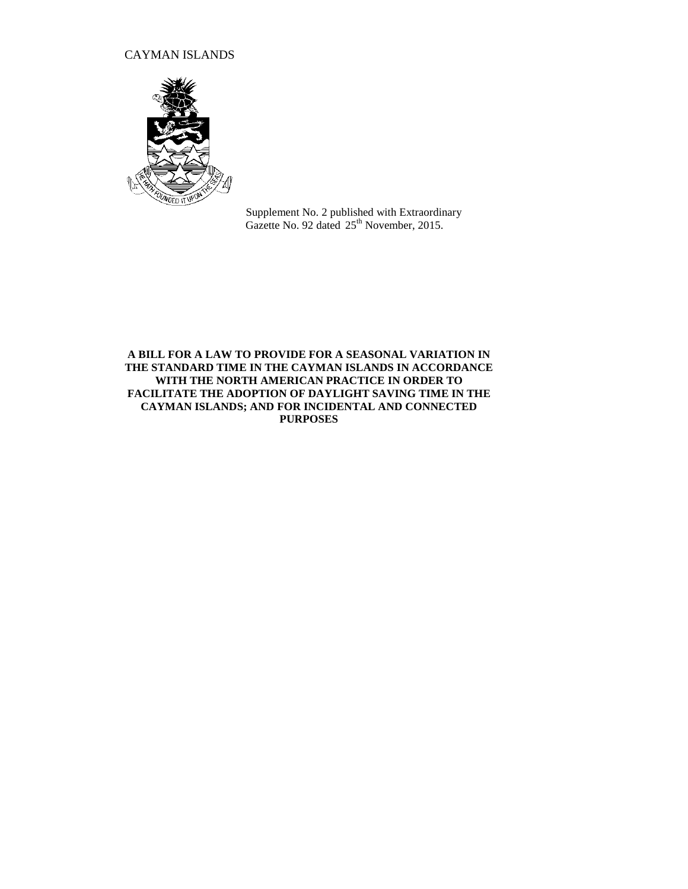CAYMAN ISLANDS

Supplement No. 2 published with Extraordinary Gazette No. 92 dated 25th November, 2015.

**A BILL FOR A LAW TO PROVIDE FOR A SEASONAL VARIATION IN THE STANDARD TIME IN THE CAYMAN ISLANDS IN ACCORDANCE WITH THE NORTH AMERICAN PRACTICE IN ORDER TO FACILITATE THE ADOPTION OF DAYLIGHT SAVING TIME IN THE CAYMAN ISLANDS; AND FOR INCIDENTAL AND CONNECTED PURPOSES**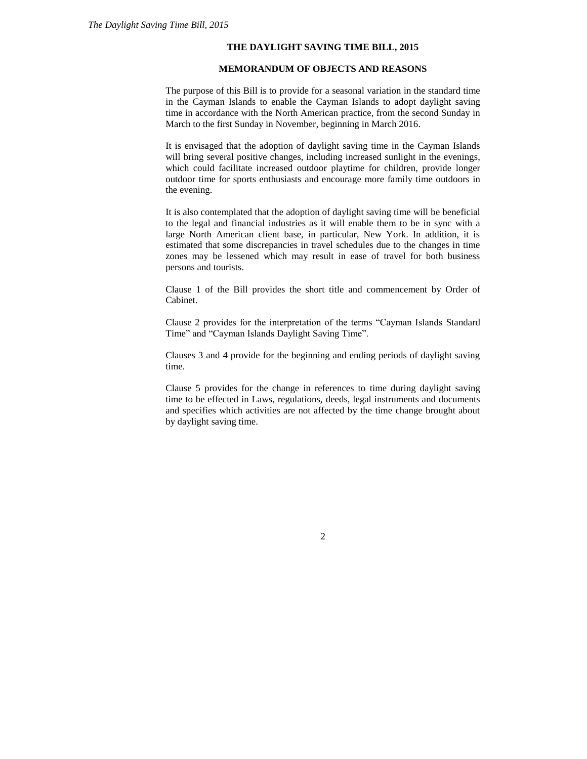# THE DAYLIGHT SAVING TIME BILL, 2015

## MEMORANDUM OF OBJECTS AND REASONS

The purpose of this Bill is to provide for a seasonal variation in the standard time in the Cayman Islands to enable the Cayman Islands to adopt daylight saving time in accordance with the North American practice, from the second Sunday in March to the first Sunday in November, beginning in March 2016.

It is envisaged that the adoption of daylight saving time in the Cayman Islands will bring several positive changes, including increased sunlight in the evenings, which could facilitate increased outdoor playtime for children, provide longer outdoor time for sports enthusiasts and encourage more family time outdoors in the evening.

It is also contemplated that the adoption of daylight saving time will be beneficial to the legal and financial industries as it will enable them to be in sync with a large North American client base, in particular, New York. In addition, it is estimated that some discrepancies in travel schedules due to the changes in time zones may be lessened which may result in ease of travel for both business persons and tourists.

Clause 1 of the Bill provides the short title and commencement by Order of Cabinet.

Clause 2 provides for the interpretation of the terms "Cayman Islands Standard Time" and "Cayman Islands Daylight Saving Time".

Clauses 3 and 4 provide for the beginning and ending periods of daylight saving time.

Clause 5 provides for the change in references to time during daylight saving time to be effected in Laws, regulations, deeds, legal instruments and documents and specifies which activities are not affected by the time change brought about by daylight saving time.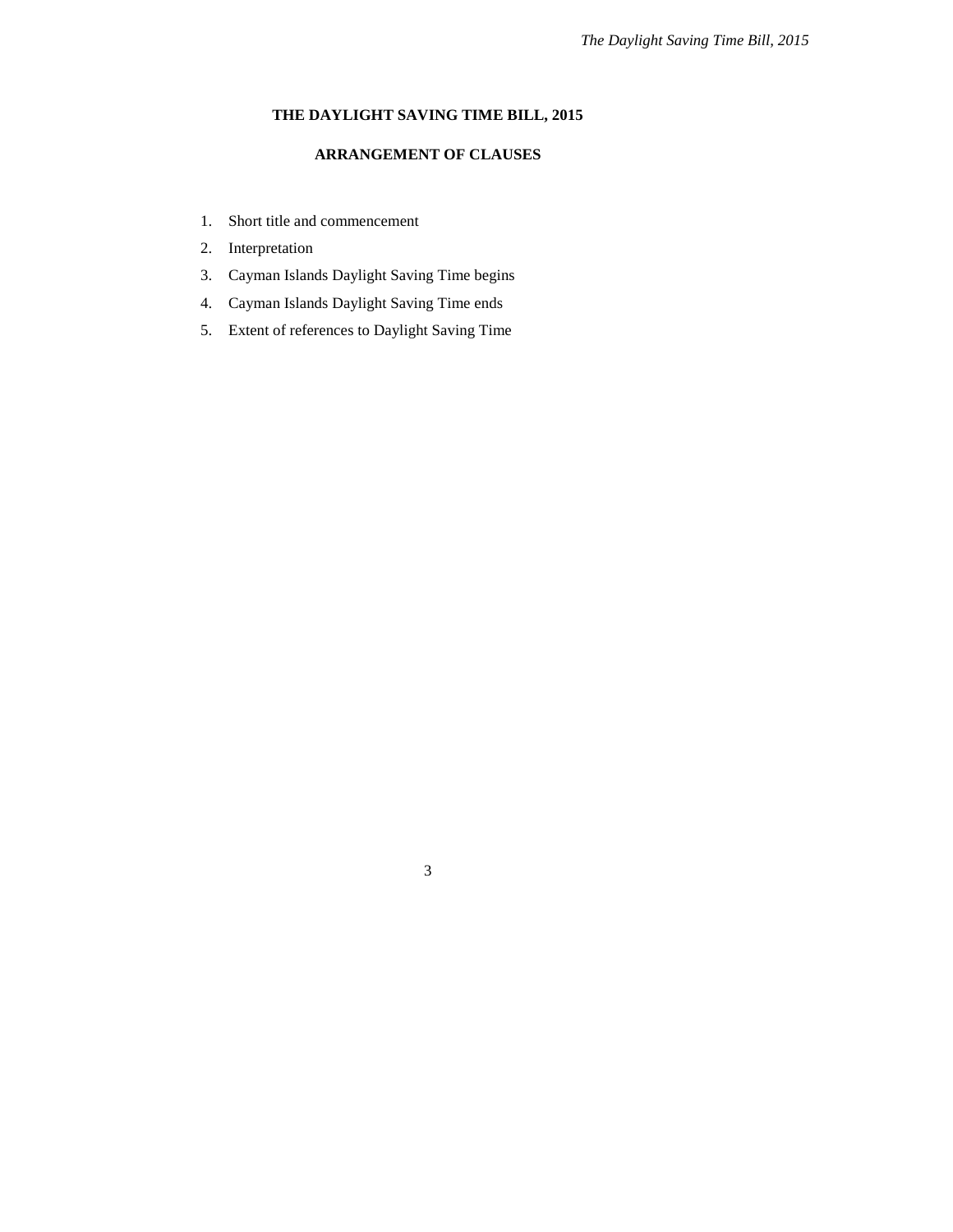# THE DAYLIGHT SAVING TIME BILL, 2015

## ARRANGEMENT OF CLAUSES

1. Short title and commencement
2. Interpretation
3. Cayman Islands Daylight Saving Time begins
4. Cayman Islands Daylight Saving Time ends
5. Extent of references to Daylight Saving Time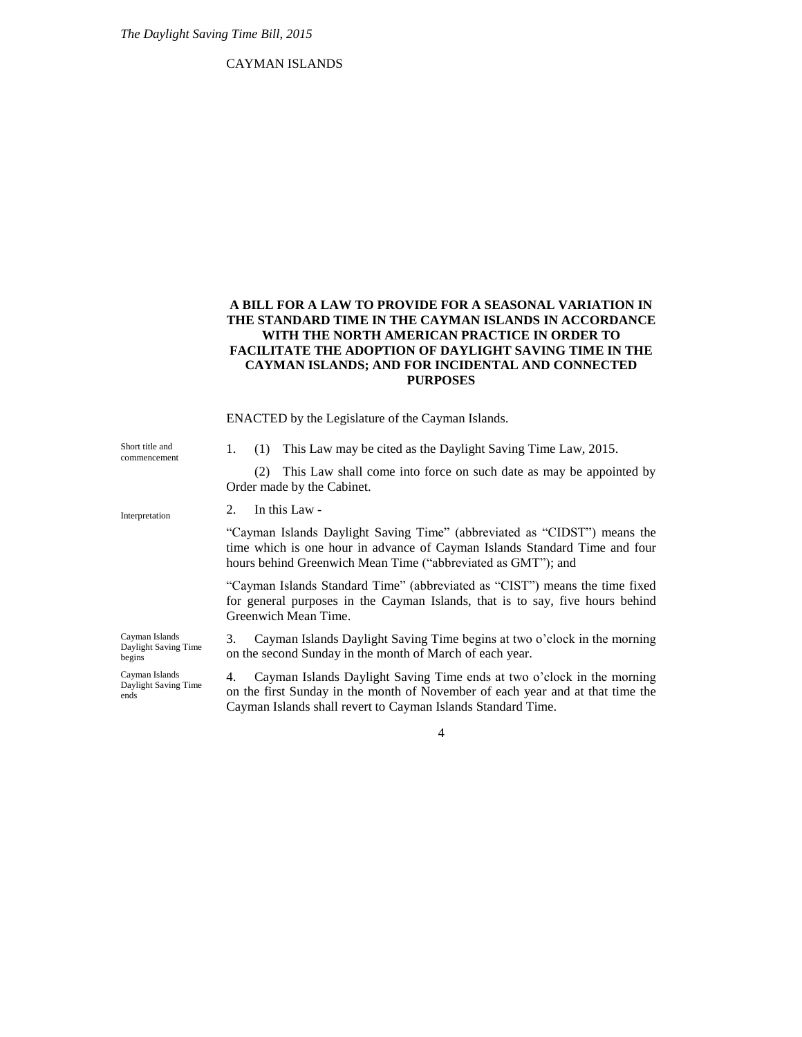CAYMAN ISLANDS

**A BILL FOR A LAW TO PROVIDE FOR A SEASONAL VARIATION IN THE STANDARD TIME IN THE CAYMAN ISLANDS IN ACCORDANCE WITH THE NORTH AMERICAN PRACTICE IN ORDER TO FACILITATE THE ADOPTION OF DAYLIGHT SAVING TIME IN THE CAYMAN ISLANDS; AND FOR INCIDENTAL AND CONNECTED PURPOSES**

ENACTED by the Legislature of the Cayman Islands.

Short title and commencement

1. (1) This Law may be cited as the Daylight Saving Time Law, 2015.

(2) This Law shall come into force on such date as may be appointed by Order made by the Cabinet.

Interpretation

2. In this Law -

"Cayman Islands Daylight Saving Time" (abbreviated as "CIDST") means the time which is one hour in advance of Cayman Islands Standard Time and four hours behind Greenwich Mean Time ("abbreviated as GMT"); and

"Cayman Islands Standard Time" (abbreviated as "CIST") means the time fixed for general purposes in the Cayman Islands, that is to say, five hours behind Greenwich Mean Time.

Cayman Islands Daylight Saving Time begins

3. Cayman Islands Daylight Saving Time begins at two o'clock in the morning on the second Sunday in the month of March of each year.

Cayman Islands Daylight Saving Time ends

4. Cayman Islands Daylight Saving Time ends at two o'clock in the morning on the first Sunday in the month of November of each year and at that time the Cayman Islands shall revert to Cayman Islands Standard Time.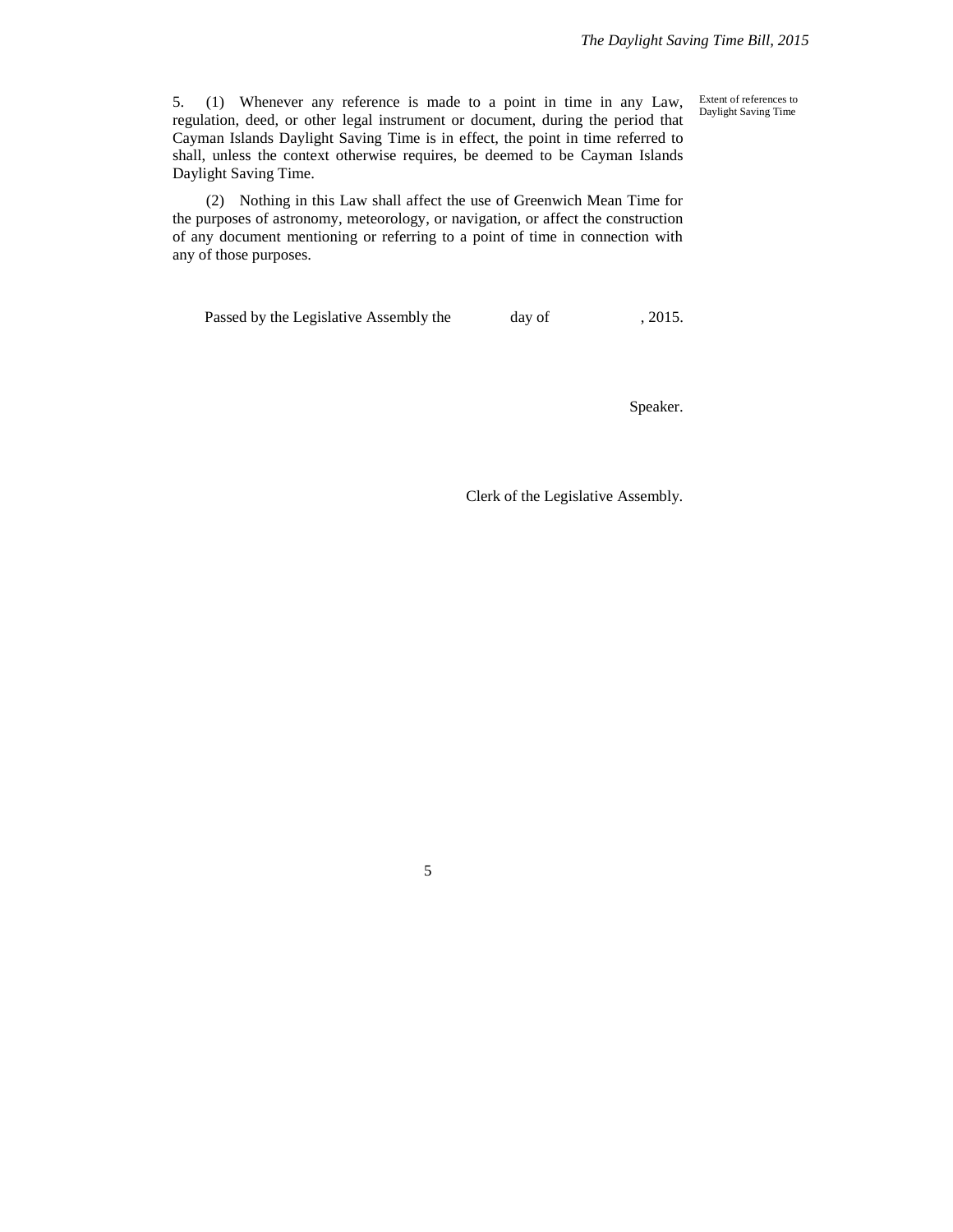5. (1) Whenever any reference is made to a point in time in any Law, regulation, deed, or other legal instrument or document, during the period that Cayman Islands Daylight Saving Time is in effect, the point in time referred to shall, unless the context otherwise requires, be deemed to be Cayman Islands Daylight Saving Time.

Extent of references to Daylight Saving Time

(2) Nothing in this Law shall affect the use of Greenwich Mean Time for the purposes of astronomy, meteorology, or navigation, or affect the construction of any document mentioning or referring to a point of time in connection with any of those purposes.

Passed by the Legislative Assembly the day of , 2015.

Speaker.

Clerk of the Legislative Assembly.